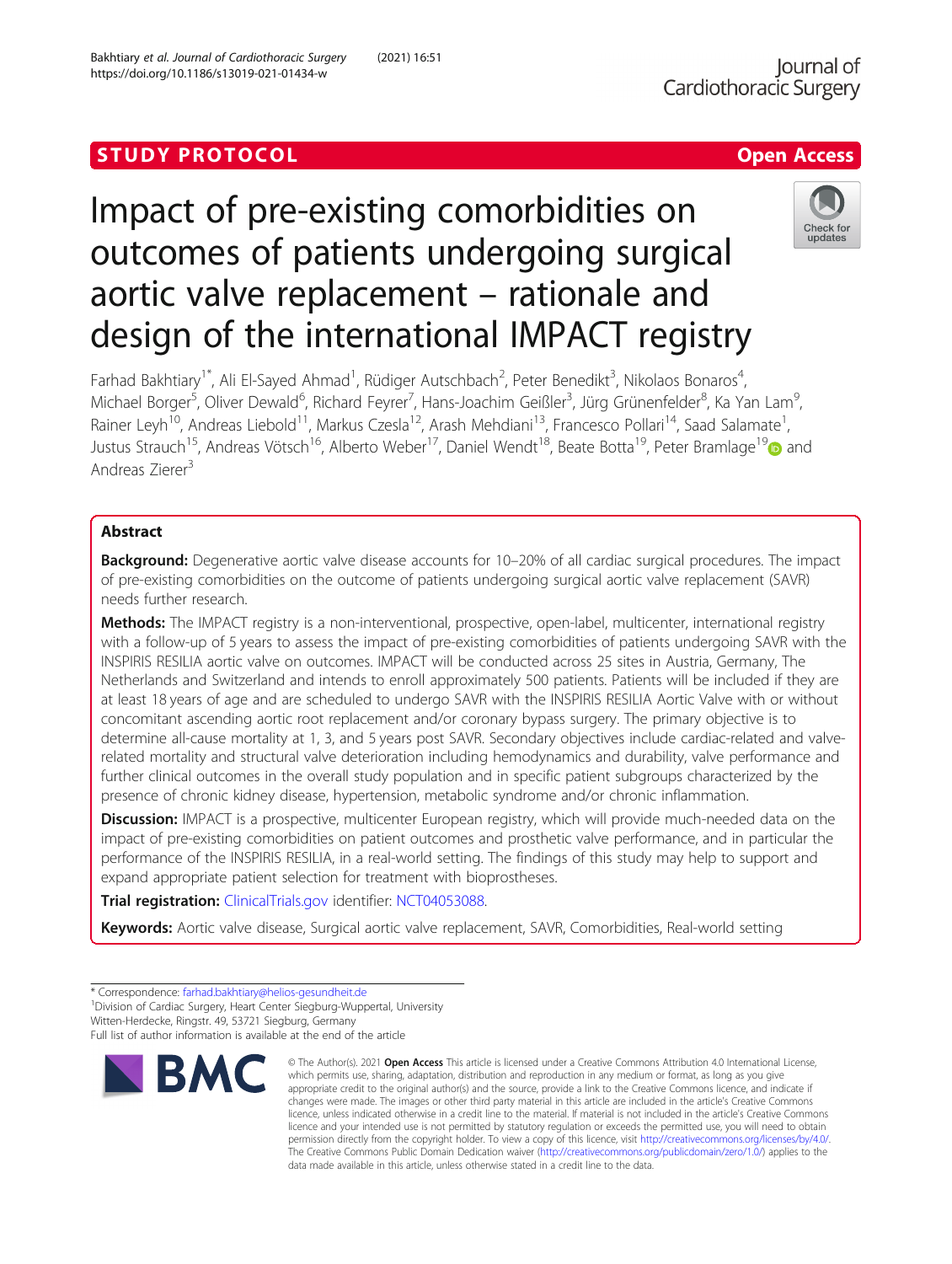STUDY PROTOCOL

Open Access

# Impact of pre-existing comorbidities on outcomes of patients undergoing surgical aortic valve replacement – rationale and design of the international IMPACT registry

Farhad Bakhtiary[1*], Ali El-Sayed Ahmad[1], Rüdiger Autschbach[2], Peter Benedikt[3], Nikolaos Bonaros[4], Michael Borger[5], Oliver Dewald[6], Richard Feyrer[7], Hans-Joachim Geißler[3], Jürg Grünenfelder[8], Ka Yan Lam[9], Rainer Leyh[10], Andreas Liebold[11], Markus Czesla[12], Arash Mehdiani[13], Francesco Pollari[14], Saad Salamate[1], Justus Strauch[15], Andreas Vötsch[16], Alberto Weber[17], Daniel Wendt[18], Beate Botta[19], Peter Bramlage[19] and Andreas Zierer[3]

## Abstract

**Background:** Degenerative aortic valve disease accounts for 10–20% of all cardiac surgical procedures. The impact of pre-existing comorbidities on the outcome of patients undergoing surgical aortic valve replacement (SAVR) needs further research.

**Methods:** The IMPACT registry is a non-interventional, prospective, open-label, multicenter, international registry with a follow-up of 5 years to assess the impact of pre-existing comorbidities of patients undergoing SAVR with the INSPIRIS RESILIA aortic valve on outcomes. IMPACT will be conducted across 25 sites in Austria, Germany, The Netherlands and Switzerland and intends to enroll approximately 500 patients. Patients will be included if they are at least 18 years of age and are scheduled to undergo SAVR with the INSPIRIS RESILIA Aortic Valve with or without concomitant ascending aortic root replacement and/or coronary bypass surgery. The primary objective is to determine all-cause mortality at 1, 3, and 5 years post SAVR. Secondary objectives include cardiac-related and valve-related mortality and structural valve deterioration including hemodynamics and durability, valve performance and further clinical outcomes in the overall study population and in specific patient subgroups characterized by the presence of chronic kidney disease, hypertension, metabolic syndrome and/or chronic inflammation.

**Discussion:** IMPACT is a prospective, multicenter European registry, which will provide much-needed data on the impact of pre-existing comorbidities on patient outcomes and prosthetic valve performance, and in particular the performance of the INSPIRIS RESILIA, in a real-world setting. The findings of this study may help to support and expand appropriate patient selection for treatment with bioprostheses.

**Trial registration:** ClinicalTrials.gov identifier: NCT04053088.

**Keywords:** Aortic valve disease, Surgical aortic valve replacement, SAVR, Comorbidities, Real-world setting

\* Correspondence: farhad.bakhtiary@helios-gesundheit.de
[1]Division of Cardiac Surgery, Heart Center Siegburg-Wuppertal, University Witten-Herdecke, Ringstr. 49, 53721 Siegburg, Germany
Full list of author information is available at the end of the article

© The Author(s). 2021 **Open Access** This article is licensed under a Creative Commons Attribution 4.0 International License, which permits use, sharing, adaptation, distribution and reproduction in any medium or format, as long as you give appropriate credit to the original author(s) and the source, provide a link to the Creative Commons licence, and indicate if changes were made. The images or other third party material in this article are included in the article's Creative Commons licence, unless indicated otherwise in a credit line to the material. If material is not included in the article's Creative Commons licence and your intended use is not permitted by statutory regulation or exceeds the permitted use, you will need to obtain permission directly from the copyright holder. To view a copy of this licence, visit http://creativecommons.org/licenses/by/4.0/. The Creative Commons Public Domain Dedication waiver (http://creativecommons.org/publicdomain/zero/1.0/) applies to the data made available in this article, unless otherwise stated in a credit line to the data.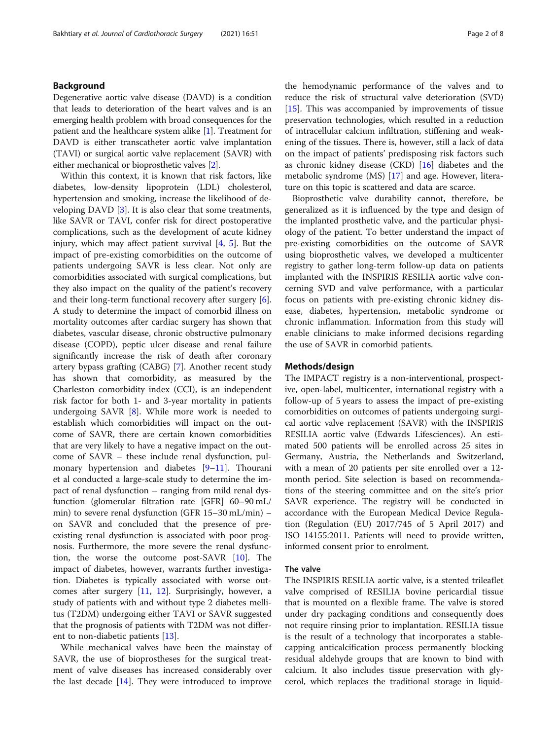## Background

Degenerative aortic valve disease (DAVD) is a condition that leads to deterioration of the heart valves and is an emerging health problem with broad consequences for the patient and the healthcare system alike [1]. Treatment for DAVD is either transcatheter aortic valve implantation (TAVI) or surgical aortic valve replacement (SAVR) with either mechanical or bioprosthetic valves [2].

Within this context, it is known that risk factors, like diabetes, low-density lipoprotein (LDL) cholesterol, hypertension and smoking, increase the likelihood of developing DAVD [3]. It is also clear that some treatments, like SAVR or TAVI, confer risk for direct postoperative complications, such as the development of acute kidney injury, which may affect patient survival [4, 5]. But the impact of pre-existing comorbidities on the outcome of patients undergoing SAVR is less clear. Not only are comorbidities associated with surgical complications, but they also impact on the quality of the patient's recovery and their long-term functional recovery after surgery [6]. A study to determine the impact of comorbid illness on mortality outcomes after cardiac surgery has shown that diabetes, vascular disease, chronic obstructive pulmonary disease (COPD), peptic ulcer disease and renal failure significantly increase the risk of death after coronary artery bypass grafting (CABG) [7]. Another recent study has shown that comorbidity, as measured by the Charleston comorbidity index (CCI), is an independent risk factor for both 1- and 3-year mortality in patients undergoing SAVR [8]. While more work is needed to establish which comorbidities will impact on the outcome of SAVR, there are certain known comorbidities that are very likely to have a negative impact on the outcome of SAVR – these include renal dysfunction, pulmonary hypertension and diabetes [9–11]. Thourani et al conducted a large-scale study to determine the impact of renal dysfunction – ranging from mild renal dysfunction (glomerular filtration rate [GFR] 60–90 mL/min) to severe renal dysfunction (GFR 15–30 mL/min) – on SAVR and concluded that the presence of pre-existing renal dysfunction is associated with poor prognosis. Furthermore, the more severe the renal dysfunction, the worse the outcome post-SAVR [10]. The impact of diabetes, however, warrants further investigation. Diabetes is typically associated with worse outcomes after surgery [11, 12]. Surprisingly, however, a study of patients with and without type 2 diabetes mellitus (T2DM) undergoing either TAVI or SAVR suggested that the prognosis of patients with T2DM was not different to non-diabetic patients [13].

While mechanical valves have been the mainstay of SAVR, the use of bioprostheses for the surgical treatment of valve diseases has increased considerably over the last decade [14]. They were introduced to improve the hemodynamic performance of the valves and to reduce the risk of structural valve deterioration (SVD) [15]. This was accompanied by improvements of tissue preservation technologies, which resulted in a reduction of intracellular calcium infiltration, stiffening and weakening of the tissues. There is, however, still a lack of data on the impact of patients' predisposing risk factors such as chronic kidney disease (CKD) [16] diabetes and the metabolic syndrome (MS) [17] and age. However, literature on this topic is scattered and data are scarce.

Bioprosthetic valve durability cannot, therefore, be generalized as it is influenced by the type and design of the implanted prosthetic valve, and the particular physiology of the patient. To better understand the impact of pre-existing comorbidities on the outcome of SAVR using bioprosthetic valves, we developed a multicenter registry to gather long-term follow-up data on patients implanted with the INSPIRIS RESILIA aortic valve concerning SVD and valve performance, with a particular focus on patients with pre-existing chronic kidney disease, diabetes, hypertension, metabolic syndrome or chronic inflammation. Information from this study will enable clinicians to make informed decisions regarding the use of SAVR in comorbid patients.

## Methods/design

The IMPACT registry is a non-interventional, prospective, open-label, multicenter, international registry with a follow-up of 5 years to assess the impact of pre-existing comorbidities on outcomes of patients undergoing surgical aortic valve replacement (SAVR) with the INSPIRIS RESILIA aortic valve (Edwards Lifesciences). An estimated 500 patients will be enrolled across 25 sites in Germany, Austria, the Netherlands and Switzerland, with a mean of 20 patients per site enrolled over a 12-month period. Site selection is based on recommendations of the steering committee and on the site's prior SAVR experience. The registry will be conducted in accordance with the European Medical Device Regulation (Regulation (EU) 2017/745 of 5 April 2017) and ISO 14155:2011. Patients will need to provide written, informed consent prior to enrolment.

### The valve

The INSPIRIS RESILIA aortic valve, is a stented trileaflet valve comprised of RESILIA bovine pericardial tissue that is mounted on a flexible frame. The valve is stored under dry packaging conditions and consequently does not require rinsing prior to implantation. RESILIA tissue is the result of a technology that incorporates a stable-capping anticalcification process permanently blocking residual aldehyde groups that are known to bind with calcium. It also includes tissue preservation with glycerol, which replaces the traditional storage in liquid-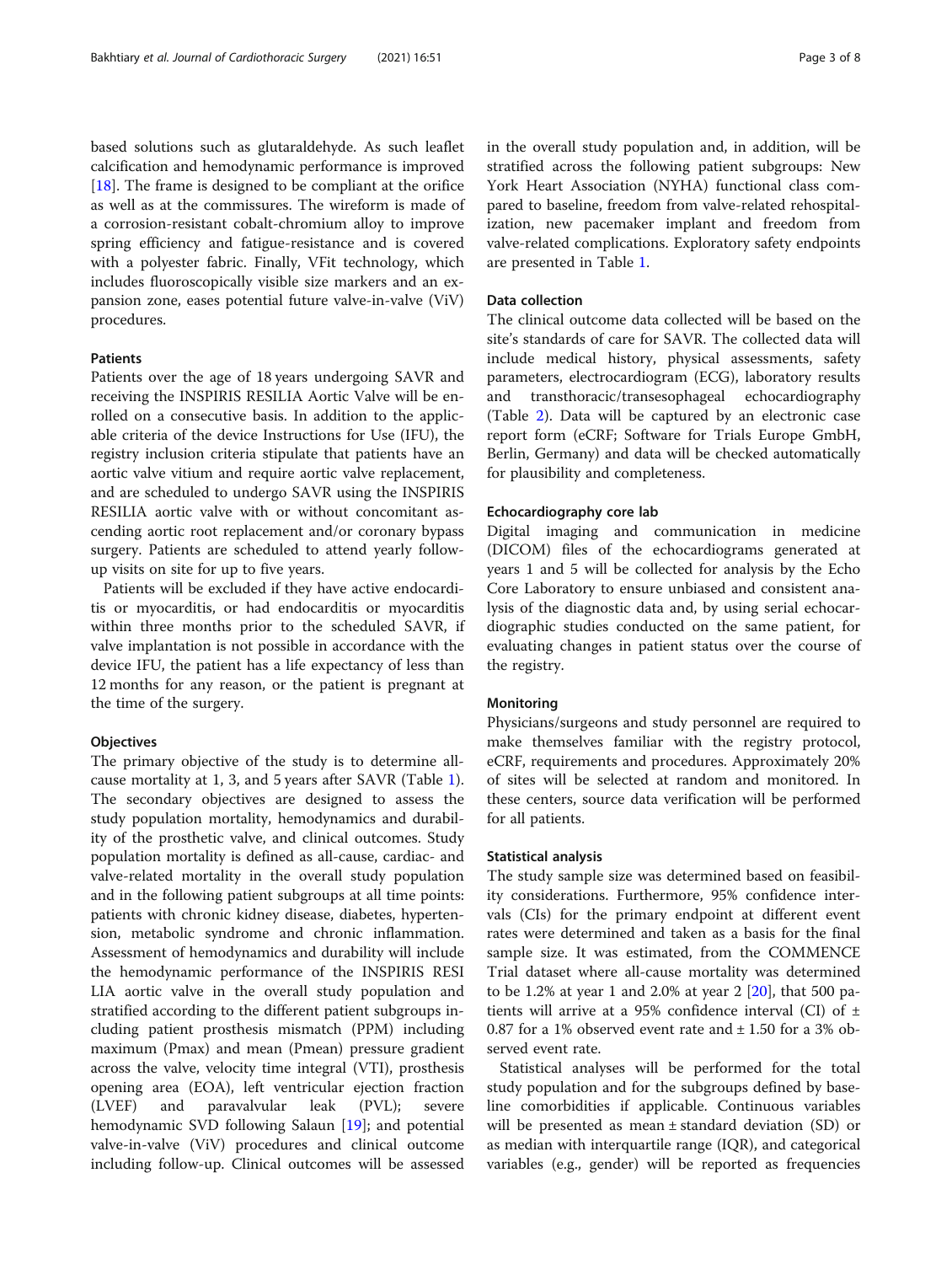based solutions such as glutaraldehyde. As such leaflet calcification and hemodynamic performance is improved [18]. The frame is designed to be compliant at the orifice as well as at the commissures. The wireform is made of a corrosion-resistant cobalt-chromium alloy to improve spring efficiency and fatigue-resistance and is covered with a polyester fabric. Finally, VFit technology, which includes fluoroscopically visible size markers and an expansion zone, eases potential future valve-in-valve (ViV) procedures.

### Patients

Patients over the age of 18 years undergoing SAVR and receiving the INSPIRIS RESILIA Aortic Valve will be enrolled on a consecutive basis. In addition to the applicable criteria of the device Instructions for Use (IFU), the registry inclusion criteria stipulate that patients have an aortic valve vitium and require aortic valve replacement, and are scheduled to undergo SAVR using the INSPIRIS RESILIA aortic valve with or without concomitant ascending aortic root replacement and/or coronary bypass surgery. Patients are scheduled to attend yearly follow-up visits on site for up to five years.

Patients will be excluded if they have active endocarditis or myocarditis, or had endocarditis or myocarditis within three months prior to the scheduled SAVR, if valve implantation is not possible in accordance with the device IFU, the patient has a life expectancy of less than 12 months for any reason, or the patient is pregnant at the time of the surgery.

### Objectives

The primary objective of the study is to determine all-cause mortality at 1, 3, and 5 years after SAVR (Table 1). The secondary objectives are designed to assess the study population mortality, hemodynamics and durability of the prosthetic valve, and clinical outcomes. Study population mortality is defined as all-cause, cardiac- and valve-related mortality in the overall study population and in the following patient subgroups at all time points: patients with chronic kidney disease, diabetes, hypertension, metabolic syndrome and chronic inflammation. Assessment of hemodynamics and durability will include the hemodynamic performance of the INSPIRIS RESILIA aortic valve in the overall study population and stratified according to the different patient subgroups including patient prosthesis mismatch (PPM) including maximum (Pmax) and mean (Pmean) pressure gradient across the valve, velocity time integral (VTI), prosthesis opening area (EOA), left ventricular ejection fraction (LVEF) and paravalvular leak (PVL); severe hemodynamic SVD following Salaun [19]; and potential valve-in-valve (ViV) procedures and clinical outcome including follow-up. Clinical outcomes will be assessed in the overall study population and, in addition, will be stratified across the following patient subgroups: New York Heart Association (NYHA) functional class compared to baseline, freedom from valve-related rehospitalization, new pacemaker implant and freedom from valve-related complications. Exploratory safety endpoints are presented in Table 1.

### Data collection

The clinical outcome data collected will be based on the site's standards of care for SAVR. The collected data will include medical history, physical assessments, safety parameters, electrocardiogram (ECG), laboratory results and transthoracic/transesophageal echocardiography (Table 2). Data will be captured by an electronic case report form (eCRF; Software for Trials Europe GmbH, Berlin, Germany) and data will be checked automatically for plausibility and completeness.

### Echocardiography core lab

Digital imaging and communication in medicine (DICOM) files of the echocardiograms generated at years 1 and 5 will be collected for analysis by the Echo Core Laboratory to ensure unbiased and consistent analysis of the diagnostic data and, by using serial echocardiographic studies conducted on the same patient, for evaluating changes in patient status over the course of the registry.

### Monitoring

Physicians/surgeons and study personnel are required to make themselves familiar with the registry protocol, eCRF, requirements and procedures. Approximately 20% of sites will be selected at random and monitored. In these centers, source data verification will be performed for all patients.

### Statistical analysis

The study sample size was determined based on feasibility considerations. Furthermore, 95% confidence intervals (CIs) for the primary endpoint at different event rates were determined and taken as a basis for the final sample size. It was estimated, from the COMMENCE Trial dataset where all-cause mortality was determined to be 1.2% at year 1 and 2.0% at year 2 [20], that 500 patients will arrive at a 95% confidence interval (CI) of ± 0.87 for a 1% observed event rate and ± 1.50 for a 3% observed event rate.

Statistical analyses will be performed for the total study population and for the subgroups defined by baseline comorbidities if applicable. Continuous variables will be presented as mean ± standard deviation (SD) or as median with interquartile range (IQR), and categorical variables (e.g., gender) will be reported as frequencies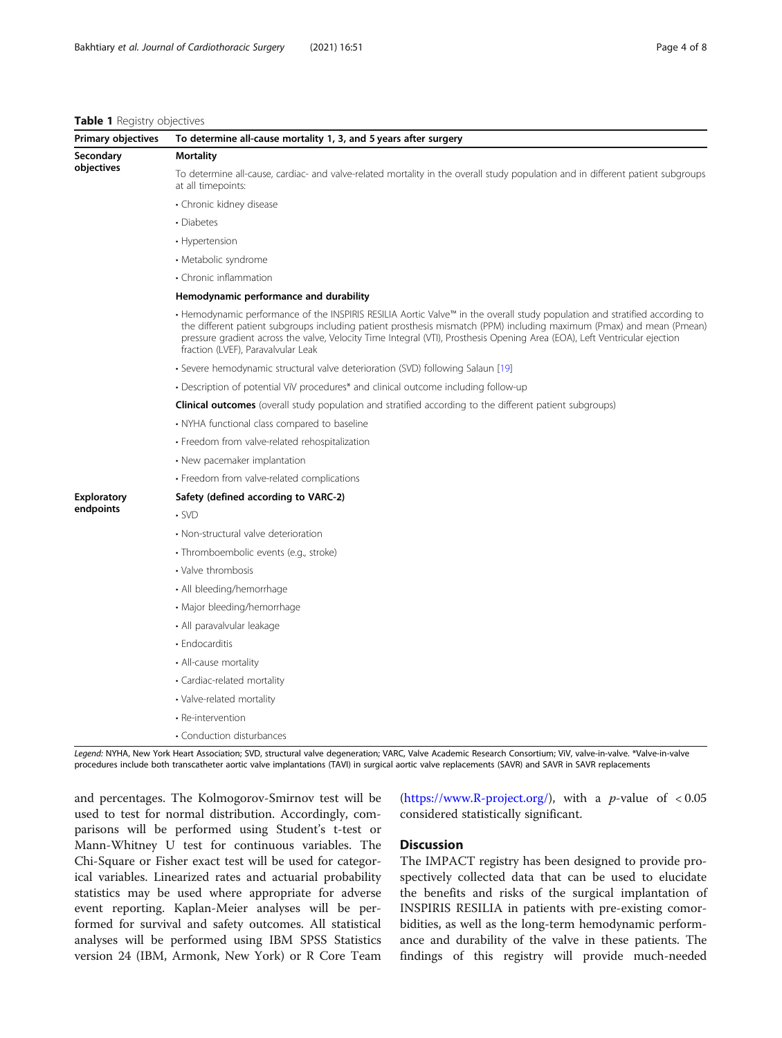**Table 1** Registry objectives

| Primary objectives | To determine all-cause mortality 1, 3, and 5 years after surgery |
|---|---|
| Secondary objectives | **Mortality** |
| | To determine all-cause, cardiac- and valve-related mortality in the overall study population and in different patient subgroups at all timepoints: |
| | • Chronic kidney disease |
| | • Diabetes |
| | • Hypertension |
| | • Metabolic syndrome |
| | • Chronic inflammation |
| | **Hemodynamic performance and durability** |
| | • Hemodynamic performance of the INSPIRIS RESILIA Aortic Valve™ in the overall study population and stratified according to the different patient subgroups including patient prosthesis mismatch (PPM) including maximum (Pmax) and mean (Pmean) pressure gradient across the valve, Velocity Time Integral (VTI), Prosthesis Opening Area (EOA), Left Ventricular ejection fraction (LVEF), Paravalvular Leak |
| | • Severe hemodynamic structural valve deterioration (SVD) following Salaun [19] |
| | • Description of potential ViV procedures* and clinical outcome including follow-up |
| | **Clinical outcomes** (overall study population and stratified according to the different patient subgroups) |
| | • NYHA functional class compared to baseline |
| | • Freedom from valve-related rehospitalization |
| | • New pacemaker implantation |
| | • Freedom from valve-related complications |
| Exploratory endpoints | **Safety (defined according to VARC-2)** |
| | • SVD |
| | • Non-structural valve deterioration |
| | • Thromboembolic events (e.g., stroke) |
| | • Valve thrombosis |
| | • All bleeding/hemorrhage |
| | • Major bleeding/hemorrhage |
| | • All paravalvular leakage |
| | • Endocarditis |
| | • All-cause mortality |
| | • Cardiac-related mortality |
| | • Valve-related mortality |
| | • Re-intervention |
| | • Conduction disturbances |

*Legend:* NYHA, New York Heart Association; SVD, structural valve degeneration; VARC, Valve Academic Research Consortium; ViV, valve-in-valve. *Valve-in-valve procedures include both transcatheter aortic valve implantations (TAVI) in surgical aortic valve replacements (SAVR) and SAVR in SAVR replacements

and percentages. The Kolmogorov-Smirnov test will be used to test for normal distribution. Accordingly, comparisons will be performed using Student's t-test or Mann-Whitney U test for continuous variables. The Chi-Square or Fisher exact test will be used for categorical variables. Linearized rates and actuarial probability statistics may be used where appropriate for adverse event reporting. Kaplan-Meier analyses will be performed for survival and safety outcomes. All statistical analyses will be performed using IBM SPSS Statistics version 24 (IBM, Armonk, New York) or R Core Team (https://www.R-project.org/), with a $p$-value of $< 0.05$ considered statistically significant.

## Discussion

The IMPACT registry has been designed to provide prospectively collected data that can be used to elucidate the benefits and risks of the surgical implantation of INSPIRIS RESILIA in patients with pre-existing comorbidities, as well as the long-term hemodynamic performance and durability of the valve in these patients. The findings of this registry will provide much-needed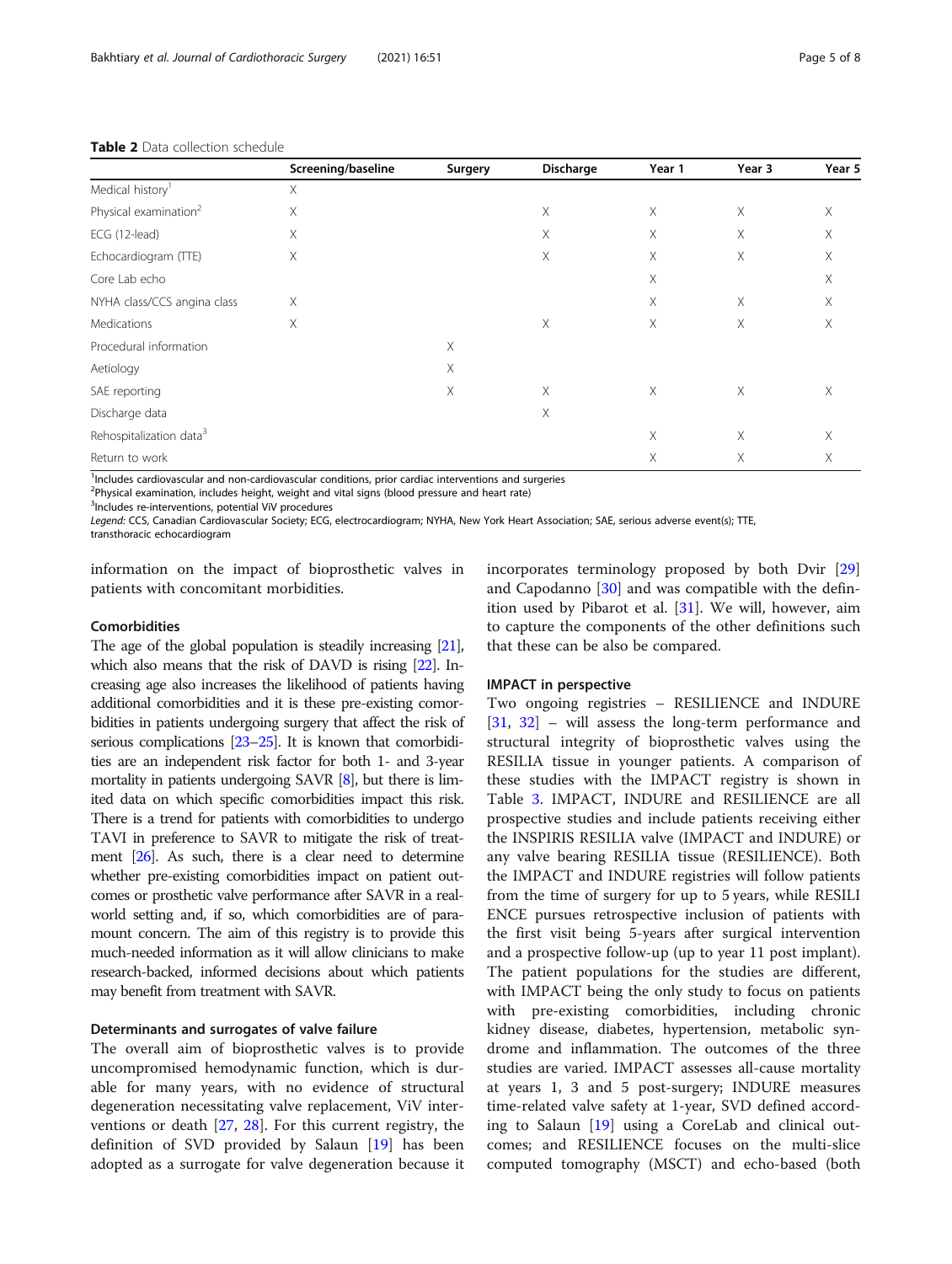**Table 2** Data collection schedule

| | Screening/baseline | Surgery | Discharge | Year 1 | Year 3 | Year 5 |
|---|---|---|---|---|---|---|
| Medical history[1] | X | | | | | |
| Physical examination[2] | X | | X | X | X | X |
| ECG (12-lead) | X | | X | X | X | X |
| Echocardiogram (TTE) | X | | X | X | X | X |
| Core Lab echo | | | | X | | X |
| NYHA class/CCS angina class | X | | | X | X | X |
| Medications | X | | X | X | X | X |
| Procedural information | | X | | | | |
| Aetiology | | X | | | | |
| SAE reporting | | X | X | X | X | X |
| Discharge data | | | X | | | |
| Rehospitalization data[3] | | | | X | X | X |
| Return to work | | | | X | X | X |

[1]Includes cardiovascular and non-cardiovascular conditions, prior cardiac interventions and surgeries
[2]Physical examination, includes height, weight and vital signs (blood pressure and heart rate)
[3]Includes re-interventions, potential ViV procedures
*Legend:* CCS, Canadian Cardiovascular Society; ECG, electrocardiogram; NYHA, New York Heart Association; SAE, serious adverse event(s); TTE, transthoracic echocardiogram

information on the impact of bioprosthetic valves in patients with concomitant morbidities.

### Comorbidities

The age of the global population is steadily increasing [21], which also means that the risk of DAVD is rising [22]. Increasing age also increases the likelihood of patients having additional comorbidities and it is these pre-existing comorbidities in patients undergoing surgery that affect the risk of serious complications [23–25]. It is known that comorbidities are an independent risk factor for both 1- and 3-year mortality in patients undergoing SAVR [8], but there is limited data on which specific comorbidities impact this risk. There is a trend for patients with comorbidities to undergo TAVI in preference to SAVR to mitigate the risk of treatment [26]. As such, there is a clear need to determine whether pre-existing comorbidities impact on patient outcomes or prosthetic valve performance after SAVR in a real-world setting and, if so, which comorbidities are of paramount concern. The aim of this registry is to provide this much-needed information as it will allow clinicians to make research-backed, informed decisions about which patients may benefit from treatment with SAVR.

### Determinants and surrogates of valve failure

The overall aim of bioprosthetic valves is to provide uncompromised hemodynamic function, which is durable for many years, with no evidence of structural degeneration necessitating valve replacement, ViV interventions or death [27, 28]. For this current registry, the definition of SVD provided by Salaun [19] has been adopted as a surrogate for valve degeneration because it incorporates terminology proposed by both Dvir [29] and Capodanno [30] and was compatible with the definition used by Pibarot et al. [31]. We will, however, aim to capture the components of the other definitions such that these can be also be compared.

### IMPACT in perspective

Two ongoing registries – RESILIENCE and INDURE [31, 32] – will assess the long-term performance and structural integrity of bioprosthetic valves using the RESILIA tissue in younger patients. A comparison of these studies with the IMPACT registry is shown in Table 3. IMPACT, INDURE and RESILIENCE are all prospective studies and include patients receiving either the INSPIRIS RESILIA valve (IMPACT and INDURE) or any valve bearing RESILIA tissue (RESILIENCE). Both the IMPACT and INDURE registries will follow patients from the time of surgery for up to 5 years, while RESILIENCE pursues retrospective inclusion of patients with the first visit being 5-years after surgical intervention and a prospective follow-up (up to year 11 post implant). The patient populations for the studies are different, with IMPACT being the only study to focus on patients with pre-existing comorbidities, including chronic kidney disease, diabetes, hypertension, metabolic syndrome and inflammation. The outcomes of the three studies are varied. IMPACT assesses all-cause mortality at years 1, 3 and 5 post-surgery; INDURE measures time-related valve safety at 1-year, SVD defined according to Salaun [19] using a CoreLab and clinical outcomes; and RESILIENCE focuses on the multi-slice computed tomography (MSCT) and echo-based (both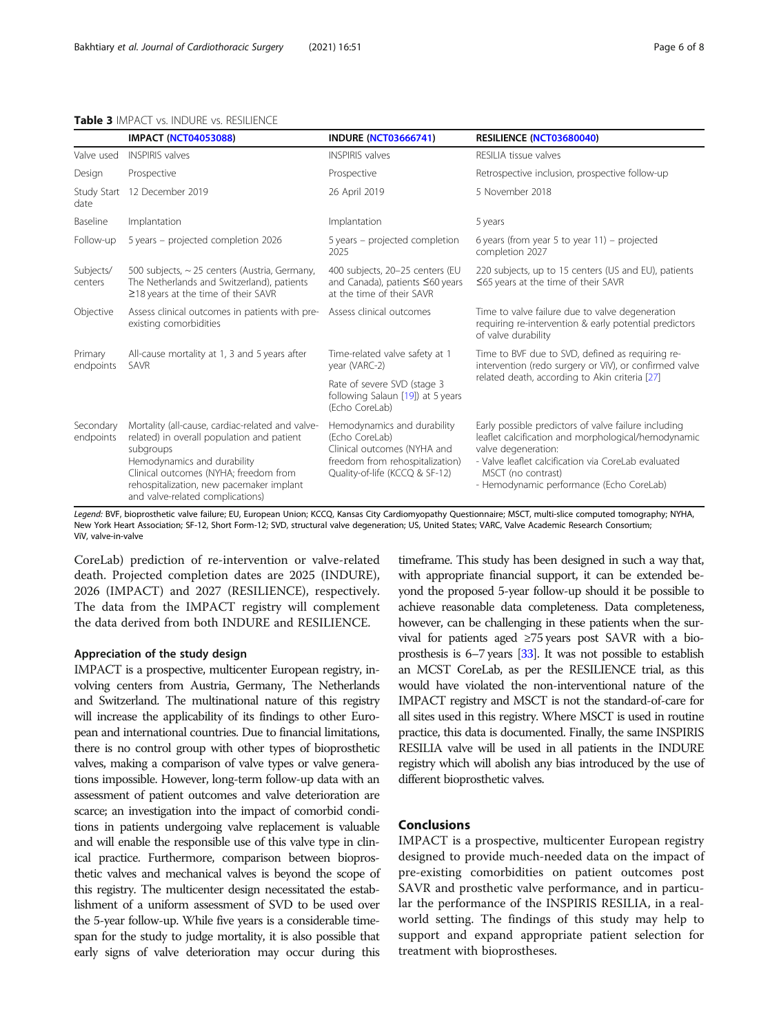**Table 3** IMPACT vs. INDURE vs. RESILIENCE

| | IMPACT (NCT04053088) | INDURE (NCT03666741) | RESILIENCE (NCT03680040) |
|---|---|---|---|
| Valve used | INSPIRIS valves | INSPIRIS valves | RESILIA tissue valves |
| Design | Prospective | Prospective | Retrospective inclusion, prospective follow-up |
| Study Start date | 12 December 2019 | 26 April 2019 | 5 November 2018 |
| Baseline | Implantation | Implantation | 5 years |
| Follow-up | 5 years – projected completion 2026 | 5 years – projected completion 2025 | 6 years (from year 5 to year 11) – projected completion 2027 |
| Subjects/ centers | 500 subjects, ~ 25 centers (Austria, Germany, The Netherlands and Switzerland), patients ≥18 years at the time of their SAVR | 400 subjects, 20–25 centers (EU and Canada), patients ≤60 years at the time of their SAVR | 220 subjects, up to 15 centers (US and EU), patients ≤65 years at the time of their SAVR |
| Objective | Assess clinical outcomes in patients with pre-existing comorbidities | Assess clinical outcomes | Time to valve failure due to valve degeneration requiring re-intervention & early potential predictors of valve durability |
| Primary endpoints | All-cause mortality at 1, 3 and 5 years after SAVR | Time-related valve safety at 1 year (VARC-2)<br>Rate of severe SVD (stage 3 following Salaun [19]) at 5 years (Echo CoreLab) | Time to BVF due to SVD, defined as requiring re-intervention (redo surgery or ViV), or confirmed valve related death, according to Akin criteria [27] |
| Secondary endpoints | Mortality (all-cause, cardiac-related and valve-related) in overall population and patient subgroups<br>Hemodynamics and durability<br>Clinical outcomes (NYHA; freedom from rehospitalization, new pacemaker implant and valve-related complications) | Hemodynamics and durability (Echo CoreLab)<br>Clinical outcomes (NYHA and freedom from rehospitalization)<br>Quality-of-life (KCCQ & SF-12) | Early possible predictors of valve failure including leaflet calcification and morphological/hemodynamic valve degeneration:<br>- Valve leaflet calcification via CoreLab evaluated MSCT (no contrast)<br>- Hemodynamic performance (Echo CoreLab) |

*Legend:* BVF, bioprosthetic valve failure; EU, European Union; KCCQ, Kansas City Cardiomyopathy Questionnaire; MSCT, multi-slice computed tomography; NYHA, New York Heart Association; SF-12, Short Form-12; SVD, structural valve degeneration; US, United States; VARC, Valve Academic Research Consortium; ViV, valve-in-valve

CoreLab) prediction of re-intervention or valve-related death. Projected completion dates are 2025 (INDURE), 2026 (IMPACT) and 2027 (RESILIENCE), respectively. The data from the IMPACT registry will complement the data derived from both INDURE and RESILIENCE.

### Appreciation of the study design

IMPACT is a prospective, multicenter European registry, involving centers from Austria, Germany, The Netherlands and Switzerland. The multinational nature of this registry will increase the applicability of its findings to other European and international countries. Due to financial limitations, there is no control group with other types of bioprosthetic valves, making a comparison of valve types or valve generations impossible. However, long-term follow-up data with an assessment of patient outcomes and valve deterioration are scarce; an investigation into the impact of comorbid conditions in patients undergoing valve replacement is valuable and will enable the responsible use of this valve type in clinical practice. Furthermore, comparison between bioprosthetic valves and mechanical valves is beyond the scope of this registry. The multicenter design necessitated the establishment of a uniform assessment of SVD to be used over the 5-year follow-up. While five years is a considerable timespan for the study to judge mortality, it is also possible that early signs of valve deterioration may occur during this timeframe. This study has been designed in such a way that, with appropriate financial support, it can be extended beyond the proposed 5-year follow-up should it be possible to achieve reasonable data completeness. Data completeness, however, can be challenging in these patients when the survival for patients aged ≥75 years post SAVR with a bioprosthesis is 6–7 years [33]. It was not possible to establish an MCST CoreLab, as per the RESILIENCE trial, as this would have violated the non-interventional nature of the IMPACT registry and MSCT is not the standard-of-care for all sites used in this registry. Where MSCT is used in routine practice, this data is documented. Finally, the same INSPIRIS RESILIA valve will be used in all patients in the INDURE registry which will abolish any bias introduced by the use of different bioprosthetic valves.

## Conclusions

IMPACT is a prospective, multicenter European registry designed to provide much-needed data on the impact of pre-existing comorbidities on patient outcomes post SAVR and prosthetic valve performance, and in particular the performance of the INSPIRIS RESILIA, in a real-world setting. The findings of this study may help to support and expand appropriate patient selection for treatment with bioprostheses.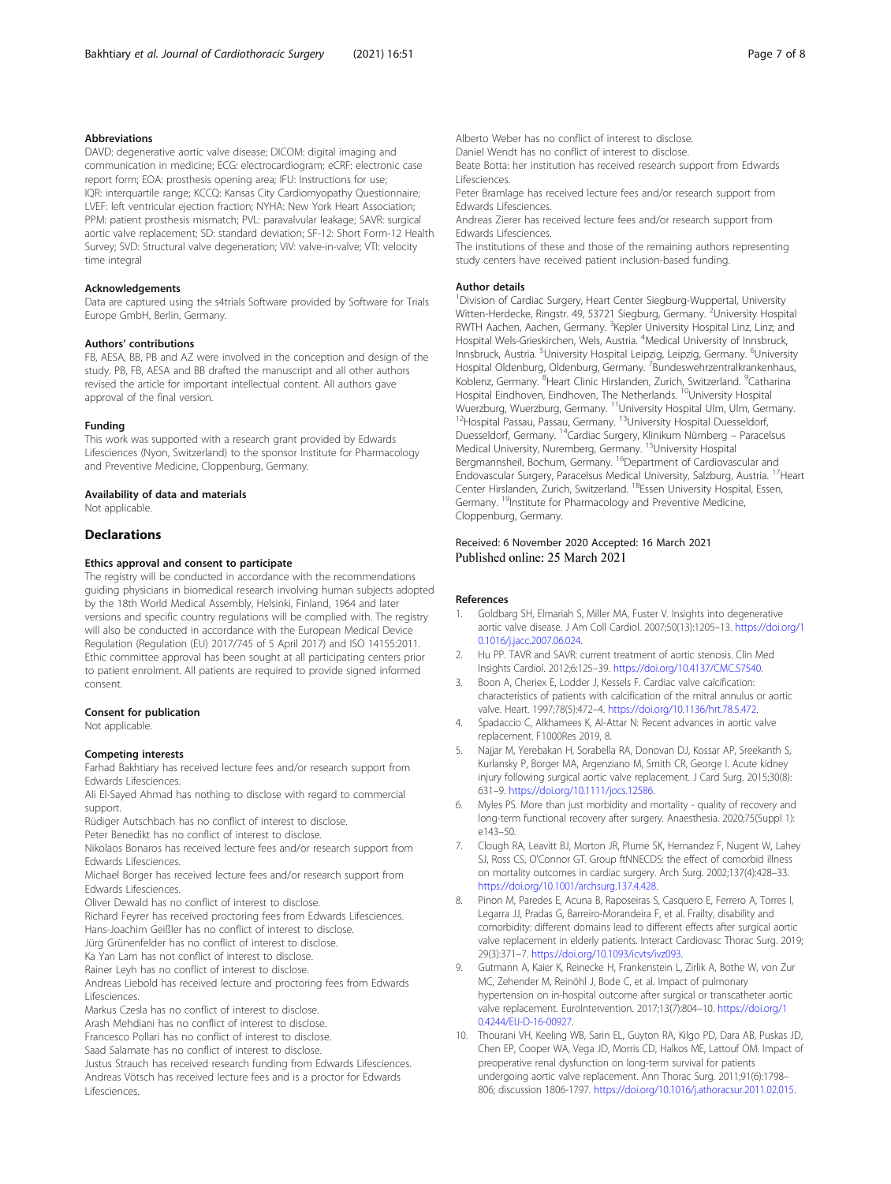### Abbreviations

DAVD: degenerative aortic valve disease; DICOM: digital imaging and communication in medicine; ECG: electrocardiogram; eCRF: electronic case report form; EOA: prosthesis opening area; IFU: Instructions for use; IQR: interquartile range; KCCQ: Kansas City Cardiomyopathy Questionnaire; LVEF: left ventricular ejection fraction; NYHA: New York Heart Association; PPM: patient prosthesis mismatch; PVL: paravalvular leakage; SAVR: surgical aortic valve replacement; SD: standard deviation; SF-12: Short Form-12 Health Survey; SVD: Structural valve degeneration; ViV: valve-in-valve; VTI: velocity time integral

### Acknowledgements

Data are captured using the s4trials Software provided by Software for Trials Europe GmbH, Berlin, Germany.

### Authors' contributions

FB, AESA, BB, PB and AZ were involved in the conception and design of the study. PB, FB, AESA and BB drafted the manuscript and all other authors revised the article for important intellectual content. All authors gave approval of the final version.

### Funding

This work was supported with a research grant provided by Edwards Lifesciences (Nyon, Switzerland) to the sponsor Institute for Pharmacology and Preventive Medicine, Cloppenburg, Germany.

### Availability of data and materials

Not applicable.

## Declarations

### Ethics approval and consent to participate

The registry will be conducted in accordance with the recommendations guiding physicians in biomedical research involving human subjects adopted by the 18th World Medical Assembly, Helsinki, Finland, 1964 and later versions and specific country regulations will be complied with. The registry will also be conducted in accordance with the European Medical Device Regulation (Regulation (EU) 2017/745 of 5 April 2017) and ISO 14155:2011. Ethic committee approval has been sought at all participating centers prior to patient enrolment. All patients are required to provide signed informed consent.

### Consent for publication

Not applicable.

### Competing interests

Farhad Bakhtiary has received lecture fees and/or research support from Edwards Lifesciences.
Ali El-Sayed Ahmad has nothing to disclose with regard to commercial support.
Rüdiger Autschbach has no conflict of interest to disclose.
Peter Benedikt has no conflict of interest to disclose.
Nikolaos Bonaros has received lecture fees and/or research support from Edwards Lifesciences.
Michael Borger has received lecture fees and/or research support from Edwards Lifesciences.
Oliver Dewald has no conflict of interest to disclose.
Richard Feyrer has received proctoring fees from Edwards Lifesciences.
Hans-Joachim Geißler has no conflict of interest to disclose.
Jürg Grünenfelder has no conflict of interest to disclose.
Ka Yan Lam has not conflict of interest to disclose.
Rainer Leyh has no conflict of interest to disclose.
Andreas Liebold has received lecture and proctoring fees from Edwards Lifesciences.
Markus Czesla has no conflict of interest to disclose.
Arash Mehdiani has no conflict of interest to disclose.
Francesco Pollari has no conflict of interest to disclose.
Saad Salamate has no conflict of interest to disclose.
Justus Strauch has received research funding from Edwards Lifesciences.
Andreas Vötsch has received lecture fees and is a proctor for Edwards Lifesciences.
Alberto Weber has no conflict of interest to disclose.
Daniel Wendt has no conflict of interest to disclose.
Beate Botta: her institution has received research support from Edwards Lifesciences.
Peter Bramlage has received lecture fees and/or research support from Edwards Lifesciences.
Andreas Zierer has received lecture fees and/or research support from Edwards Lifesciences.
The institutions of these and those of the remaining authors representing study centers have received patient inclusion-based funding.

### Author details

[1]Division of Cardiac Surgery, Heart Center Siegburg-Wuppertal, University Witten-Herdecke, Ringstr. 49, 53721 Siegburg, Germany. [2]University Hospital RWTH Aachen, Aachen, Germany. [3]Kepler University Hospital Linz, Linz; and Hospital Wels-Grieskirchen, Wels, Austria. [4]Medical University of Innsbruck, Innsbruck, Austria. [5]University Hospital Leipzig, Leipzig, Germany. [6]University Hospital Oldenburg, Oldenburg, Germany. [7]Bundeswehrzentralkrankenhaus, Koblenz, Germany. [8]Heart Clinic Hirslanden, Zurich, Switzerland. [9]Catharina Hospital Eindhoven, Eindhoven, The Netherlands. [10]University Hospital Wuerzburg, Wuerzburg, Germany. [11]University Hospital Ulm, Ulm, Germany. [12]Hospital Passau, Passau, Germany. [13]University Hospital Duesseldorf, Duesseldorf, Germany. [14]Cardiac Surgery, Klinikum Nürnberg – Paracelsus Medical University, Nuremberg, Germany. [15]University Hospital Bergmannsheil, Bochum, Germany. [16]Department of Cardiovascular and Endovascular Surgery, Paracelsus Medical University, Salzburg, Austria. [17]Heart Center Hirslanden, Zurich, Switzerland. [18]Essen University Hospital, Essen, Germany. [19]Institute for Pharmacology and Preventive Medicine, Cloppenburg, Germany.

Received: 6 November 2020 Accepted: 16 March 2021
Published online: 25 March 2021

### References

1. Goldbarg SH, Elmariah S, Miller MA, Fuster V. Insights into degenerative aortic valve disease. J Am Coll Cardiol. 2007;50(13):1205–13. https://doi.org/10.1016/j.jacc.2007.06.024.
2. Hu PP. TAVR and SAVR: current treatment of aortic stenosis. Clin Med Insights Cardiol. 2012;6:125–39. https://doi.org/10.4137/CMC.S7540.
3. Boon A, Cheriex E, Lodder J, Kessels F. Cardiac valve calcification: characteristics of patients with calcification of the mitral annulus or aortic valve. Heart. 1997;78(5):472–4. https://doi.org/10.1136/hrt.78.5.472.
4. Spadaccio C, Alkhamees K, Al-Attar N: Recent advances in aortic valve replacement. F1000Res 2019, 8.
5. Najjar M, Yerebakan H, Sorabella RA, Donovan DJ, Kossar AP, Sreekanth S, Kurlansky P, Borger MA, Argenziano M, Smith CR, George I. Acute kidney injury following surgical aortic valve replacement. J Card Surg. 2015;30(8):631–9. https://doi.org/10.1111/jocs.12586.
6. Myles PS. More than just morbidity and mortality - quality of recovery and long-term functional recovery after surgery. Anaesthesia. 2020;75(Suppl 1):e143–50.
7. Clough RA, Leavitt BJ, Morton JR, Plume SK, Hernandez F, Nugent W, Lahey SJ, Ross CS, O'Connor GT. Group ftNNECDS: the effect of comorbid illness on mortality outcomes in cardiac surgery. Arch Surg. 2002;137(4):428–33. https://doi.org/10.1001/archsurg.137.4.428.
8. Pinon M, Paredes E, Acuna B, Raposeiras S, Casquero E, Ferrero A, Torres I, Legarra JJ, Pradas G, Barreiro-Morandeira F, et al. Frailty, disability and comorbidity: different domains lead to different effects after surgical aortic valve replacement in elderly patients. Interact Cardiovasc Thorac Surg. 2019;29(3):371–7. https://doi.org/10.1093/icvts/ivz093.
9. Gutmann A, Kaier K, Reinecke H, Frankenstein L, Zirlik A, Bothe W, von Zur MC, Zehender M, Reinöhl J, Bode C, et al. Impact of pulmonary hypertension on in-hospital outcome after surgical or transcatheter aortic valve replacement. EuroIntervention. 2017;13(7):804–10. https://doi.org/10.4244/EIJ-D-16-00927.
10. Thourani VH, Keeling WB, Sarin EL, Guyton RA, Kilgo PD, Dara AB, Puskas JD, Chen EP, Cooper WA, Vega JD, Morris CD, Halkos ME, Lattouf OM. Impact of preoperative renal dysfunction on long-term survival for patients undergoing aortic valve replacement. Ann Thorac Surg. 2011;91(6):1798–806; discussion 1806-1797. https://doi.org/10.1016/j.athoracsur.2011.02.015.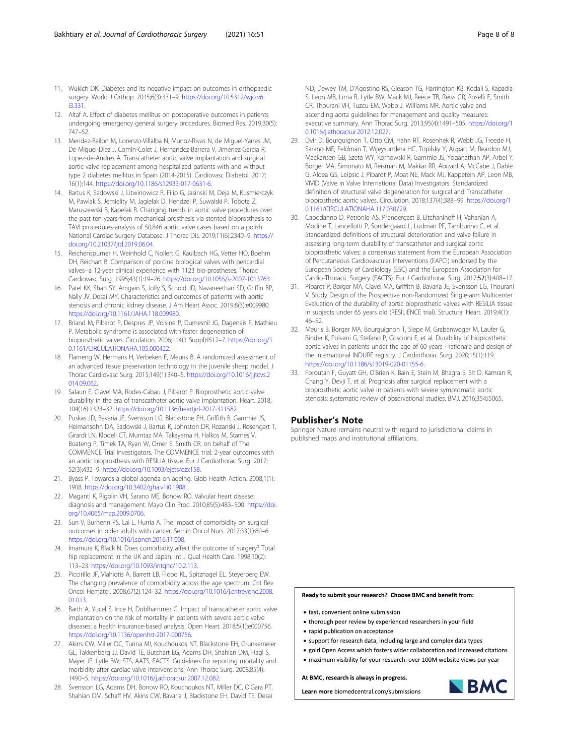11. Wukich DK. Diabetes and its negative impact on outcomes in orthopaedic surgery. World J Orthop. 2015;6(3):331–9. https://doi.org/10.5312/wjo.v6.i3.331.
12. Altaf A. Effect of diabetes mellitus on postoperative outcomes in patients undergoing emergency general surgery procedures. Biomed Res. 2019;30(5): 747–52.
13. Mendez-Bailon M, Lorenzo-Villalba N, Munoz-Rivas N, de Miguel-Yanes JM, De Miguel-Diez J, Comin-Colet J, Hernandez-Barrera V, Jimenez-Garcia R, Lopez-de-Andres A. Transcatheter aortic valve implantation and surgical aortic valve replacement among hospitalized patients with and without type 2 diabetes mellitus in Spain (2014-2015). Cardiovasc Diabetol. 2017; 16(1):144. https://doi.org/10.1186/s12933-017-0631-6.
14. Bartus K, Sadowski J, Litwinowicz R, Filip G, Jasinski M, Deja M, Kusmierczyk M, Pawlak S, Jemielity M, Jagielak D, Hendzel P, Suwalski P, Tobota Z, Maruszewski B, Kapelak B. Changing trends in aortic valve procedures over the past ten years-from mechanical prosthesis via stented bioprosthesis to TAVI procedures-analysis of 50,846 aortic valve cases based on a polish National Cardiac Surgery Database. J Thorac Dis. 2019;11(6):2340–9. https://doi.org/10.21037/jtd.2019.06.04.
15. Reichenspurner H, Weinhold C, Nollert G, Kaulbach HG, Vetter HO, Boehm DH, Reichart B. Comparison of porcine biological valves with pericardial valves--a 12-year clinical experience with 1123 bio-prostheses. Thorac Cardiovasc Surg. 1995;43(1):19–26. https://doi.org/10.1055/s-2007-1013763.
16. Patel KK, Shah SY, Arrigain S, Jolly S, Schold JD, Navaneethan SD, Griffin BP, Nally JV, Desai MY. Characteristics and outcomes of patients with aortic stenosis and chronic kidney disease. J Am Heart Assoc. 2019;8(3):e009980. https://doi.org/10.1161/JAHA.118.009980.
17. Briand M, Pibarot P, Despres JP, Voisine P, Dumesnil JG, Dagenais F, Mathieu P. Metabolic syndrome is associated with faster degeneration of bioprosthetic valves. Circulation. 2006;114(1 Suppl):I512–7. https://doi.org/10.1161/CIRCULATIONAHA.105.000422.
18. Flameng W, Hermans H, Verbeken E, Meuris B. A randomized assessment of an advanced tissue preservation technology in the juvenile sheep model. J Thorac Cardiovasc Surg. 2015;149(1):340–5. https://doi.org/10.1016/j.jtcvs.2014.09.062.
19. Salaun E, Clavel MA, Rodes-Cabau J, Pibarot P. Bioprosthetic aortic valve durability in the era of transcatheter aortic valve implantation. Heart. 2018; 104(16):1323–32. https://doi.org/10.1136/heartjnl-2017-311582.
20. Puskas JD, Bavaria JE, Svensson LG, Blackstone EH, Griffith B, Gammie JS, Heimansohn DA, Sadowski J, Bartus K, Johnston DR, Rozanski J, Rosengart T, Girardi LN, Klodell CT, Mumtaz MA, Takayama H, Halkos M, Starnes V, Boateng P, Timek TA, Ryan W, Omer S, Smith CR, on behalf of The COMMENCE Trial Investigators. The COMMENCE trial: 2-year outcomes with an aortic bioprosthesis with RESILIA tissue. Eur J Cardiothorac Surg. 2017; 52(3):432–9. https://doi.org/10.1093/ejcts/ezx158.
21. Byass P. Towards a global agenda on ageing. Glob Health Action. 2008;1(1): 1908. https://doi.org/10.3402/gha.v1i0.1908.
22. Maganti K, Rigolin VH, Sarano ME, Bonow RO. Valvular heart disease: diagnosis and management. Mayo Clin Proc. 2010;85(5):483–500. https://doi.org/10.4065/mcp.2009.0706.
23. Sun V, Burhenn PS, Lai L, Hurria A. The impact of comorbidity on surgical outcomes in older adults with cancer. Semin Oncol Nurs. 2017;33(1):80–6. https://doi.org/10.1016/j.soncn.2016.11.008.
24. Imamura K, Black N. Does comorbidity affect the outcome of surgery? Total hip replacement in the UK and Japan. Int J Qual Health Care. 1998;10(2): 113–23. https://doi.org/10.1093/intqhc/10.2.113.
25. Piccirillo JF, Vlahiotis A, Barrett LB, Flood KL, Spitznagel EL, Steyerberg EW. The changing prevalence of comorbidity across the age spectrum. Crit Rev Oncol Hematol. 2008;67(2):124–32. https://doi.org/10.1016/j.critrevonc.2008.01.013.
26. Barth A, Yucel S, Ince H, Doblhammer G. Impact of transcatheter aortic valve implantation on the risk of mortality in patients with severe aortic valve diseases: a health insurance-based analysis. Open Heart. 2018;5(1):e000756. https://doi.org/10.1136/openhrt-2017-000756.
27. Akins CW, Miller DC, Turina MI, Kouchoukos NT, Blackstone EH, Grunkemeier GL, Takkenberg JJ, David TE, Butchart EG, Adams DH, Shahian DM, Hagl S, Mayer JE, Lytle BW, STS, AATS, EACTS. Guidelines for reporting mortality and morbidity after cardiac valve interventions. Ann Thorac Surg. 2008;85(4): 1490–5. https://doi.org/10.1016/j.athoracsur.2007.12.082.
28. Svensson LG, Adams DH, Bonow RO, Kouchoukos NT, Miller DC, O'Gara PT, Shahian DM, Schaff HV, Akins CW, Bavaria J, Blackstone EH, David TE, Desai ND, Dewey TM, D'Agostino RS, Gleason TG, Harrington KB, Kodali S, Kapadia S, Leon MB, Lima B, Lytle BW, Mack MJ, Reece TB, Reiss GR, Roselli E, Smith CR, Thourani VH, Tuzcu EM, Webb J, Williams MR. Aortic valve and ascending aorta guidelines for management and quality measures: executive summary. Ann Thorac Surg. 2013;95(4):1491–505. https://doi.org/10.1016/j.athoracsur.2012.12.027.
29. Dvir D, Bourguignon T, Otto CM, Hahn RT, Rosenhek R, Webb JG, Treede H, Sarano ME, Feldman T, Wijeysundera HC, Topilsky Y, Aupart M, Reardon MJ, Mackensen GB, Szeto WY, Kornowski R, Gammie JS, Yoganathan AP, Arbel Y, Borger MA, Simonato M, Reisman M, Makkar RR, Abizaid A, McCabe J, Dahle G, Aldea GS, Leipsic J, Pibarot P, Moat NE, Mack MJ, Kappetein AP, Leon MB, VIVID (Valve in Valve International Data) Investigators. Standardized definition of structural valve degeneration for surgical and Transcatheter bioprosthetic aortic valves. Circulation. 2018;137(4):388–99. https://doi.org/10.1161/CIRCULATIONAHA.117.030729.
30. Capodanno D, Petronio AS, Prendergast B, Eltchaninoff H, Vahanian A, Modine T, Lancellotti P, Sondergaard L, Ludman PF, Tamburino C, et al. Standardized definitions of structural deterioration and valve failure in assessing long-term durability of transcatheter and surgical aortic bioprosthetic valves: a consensus statement from the European Association of Percutaneous Cardiovascular Interventions (EAPCI) endorsed by the European Society of Cardiology (ESC) and the European Association for Cardio-Thoracic Surgery (EACTS). Eur J Cardiothorac Surg. 2017;**52**(3):408–17.
31. Pibarot P, Borger MA, Clavel MA, Griffith B, Bavaria JE, Svensson LG, Thourani V. Study Design of the Prospective non-Randomized Single-arm Multicenter Evaluation of the durability of aortic bioprosthetic valves with RESILIA tissue in subjects under 65 years old (RESILIENCE trial). Structural Heart. 2019;4(1): 46–52.
32. Meuris B, Borger MA, Bourguignon T, Siepe M, Grabenwoger M, Laufer G, Binder K, Polvani G, Stefano P, Coscioni E, et al. Durability of bioprosthetic aortic valves in patients under the age of 60 years - rationale and design of the international INDURE registry. J Cardiothorac Surg. 2020;15(1):119. https://doi.org/10.1186/s13019-020-01155-6.
33. Foroutan F, Guyatt GH, O'Brien K, Bain E, Stein M, Bhagra S, Sit D, Kamran R, Chang Y, Devji T, et al. Prognosis after surgical replacement with a bioprosthetic aortic valve in patients with severe symptomatic aortic stenosis: systematic review of observational studies. BMJ. 2016;354:i5065.

## Publisher's Note

Springer Nature remains neutral with regard to jurisdictional claims in published maps and institutional affiliations.

**Ready to submit your research? Choose BMC and benefit from:**

- fast, convenient online submission
- thorough peer review by experienced researchers in your field
- rapid publication on acceptance
- support for research data, including large and complex data types
- gold Open Access which fosters wider collaboration and increased citations
- maximum visibility for your research: over 100M website views per year

**At BMC, research is always in progress.**

**Learn more** biomedcentral.com/submissions